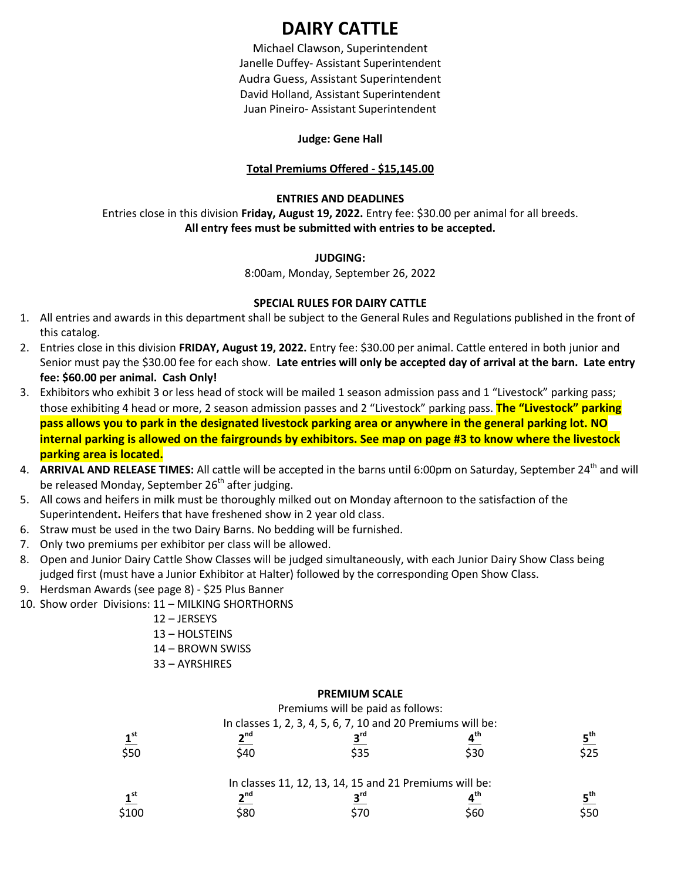# DAIRY CATTLE

Michael Clawson, Superintendent
Janelle Duffey- Assistant Superintendent
Audra Guess, Assistant Superintendent
David Holland, Assistant Superintendent
Juan Pineiro- Assistant Superintendent

**Judge: Gene Hall**

**Total Premiums Offered - $15,145.00**

**ENTRIES AND DEADLINES**

Entries close in this division **Friday, August 19, 2022.** Entry fee: $30.00 per animal for all breeds.
**All entry fees must be submitted with entries to be accepted.**

**JUDGING:**

8:00am, Monday, September 26, 2022

**SPECIAL RULES FOR DAIRY CATTLE**

1. All entries and awards in this department shall be subject to the General Rules and Regulations published in the front of this catalog.
2. Entries close in this division **FRIDAY, August 19, 2022.** Entry fee: $30.00 per animal. Cattle entered in both junior and Senior must pay the $30.00 fee for each show. **Late entries will only be accepted day of arrival at the barn. Late entry fee: $60.00 per animal. Cash Only!**
3. Exhibitors who exhibit 3 or less head of stock will be mailed 1 season admission pass and 1 "Livestock" parking pass; those exhibiting 4 head or more, 2 season admission passes and 2 "Livestock" parking pass. **The "Livestock" parking pass allows you to park in the designated livestock parking area or anywhere in the general parking lot. NO internal parking is allowed on the fairgrounds by exhibitors. See map on page #3 to know where the livestock parking area is located.**
4. **ARRIVAL AND RELEASE TIMES:** All cattle will be accepted in the barns until 6:00pm on Saturday, September 24th and will be released Monday, September 26th after judging.
5. All cows and heifers in milk must be thoroughly milked out on Monday afternoon to the satisfaction of the Superintendent**.** Heifers that have freshened show in 2 year old class.
6. Straw must be used in the two Dairy Barns. No bedding will be furnished.
7. Only two premiums per exhibitor per class will be allowed.
8. Open and Junior Dairy Cattle Show Classes will be judged simultaneously, with each Junior Dairy Show Class being judged first (must have a Junior Exhibitor at Halter) followed by the corresponding Open Show Class.
9. Herdsman Awards (see page 8) - $25 Plus Banner
10. Show order Divisions: 11 – MILKING SHORTHORNS
    12 – JERSEYS
    13 – HOLSTEINS
    14 – BROWN SWISS
    33 – AYRSHIRES

**PREMIUM SCALE**

Premiums will be paid as follows:

In classes 1, 2, 3, 4, 5, 6, 7, 10 and 20 Premiums will be:

| 1st | 2nd | 3rd | 4th | 5th |
|---|---|---|---|---|
| $50 | $40 | $35 | $30 | $25 |

In classes 11, 12, 13, 14, 15 and 21 Premiums will be:

| 1st | 2nd | 3rd | 4th | 5th |
|---|---|---|---|---|
| $100 | $80 | $70 | $60 | $50 |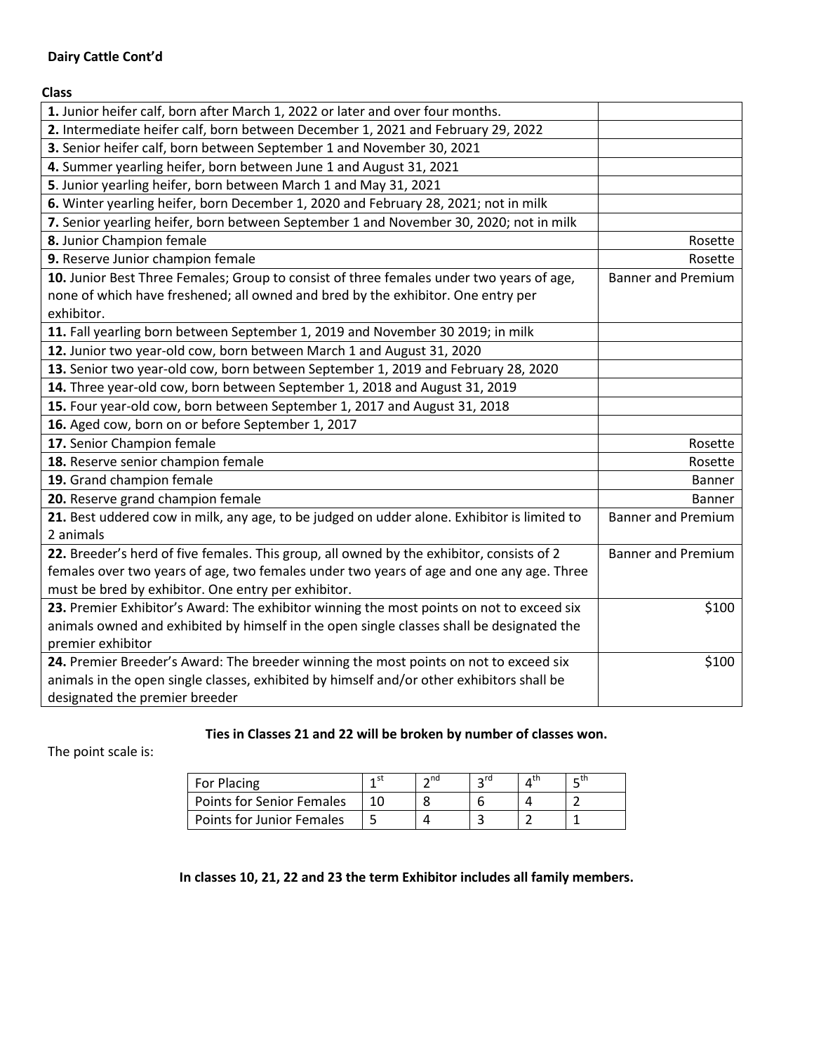**Dairy Cattle Cont'd**

**Class**

| | |
|---|---|
| **1.** Junior heifer calf, born after March 1, 2022 or later and over four months. | |
| **2.** Intermediate heifer calf, born between December 1, 2021 and February 29, 2022 | |
| **3.** Senior heifer calf, born between September 1 and November 30, 2021 | |
| **4.** Summer yearling heifer, born between June 1 and August 31, 2021 | |
| **5**. Junior yearling heifer, born between March 1 and May 31, 2021 | |
| **6.** Winter yearling heifer, born December 1, 2020 and February 28, 2021; not in milk | |
| **7.** Senior yearling heifer, born between September 1 and November 30, 2020; not in milk | |
| **8.** Junior Champion female | Rosette |
| **9.** Reserve Junior champion female | Rosette |
| **10.** Junior Best Three Females; Group to consist of three females under two years of age, none of which have freshened; all owned and bred by the exhibitor. One entry per exhibitor. | Banner and Premium |
| **11.** Fall yearling born between September 1, 2019 and November 30 2019; in milk | |
| **12.** Junior two year-old cow, born between March 1 and August 31, 2020 | |
| **13.** Senior two year-old cow, born between September 1, 2019 and February 28, 2020 | |
| **14.** Three year-old cow, born between September 1, 2018 and August 31, 2019 | |
| **15.** Four year-old cow, born between September 1, 2017 and August 31, 2018 | |
| **16.** Aged cow, born on or before September 1, 2017 | |
| **17.** Senior Champion female | Rosette |
| **18.** Reserve senior champion female | Rosette |
| **19.** Grand champion female | Banner |
| **20.** Reserve grand champion female | Banner |
| **21.** Best uddered cow in milk, any age, to be judged on udder alone. Exhibitor is limited to 2 animals | Banner and Premium |
| **22.** Breeder's herd of five females. This group, all owned by the exhibitor, consists of 2 females over two years of age, two females under two years of age and one any age. Three must be bred by exhibitor. One entry per exhibitor. | Banner and Premium |
| **23.** Premier Exhibitor's Award: The exhibitor winning the most points on not to exceed six animals owned and exhibited by himself in the open single classes shall be designated the premier exhibitor | $100 |
| **24.** Premier Breeder's Award: The breeder winning the most points on not to exceed six animals in the open single classes, exhibited by himself and/or other exhibitors shall be designated the premier breeder | $100 |

**Ties in Classes 21 and 22 will be broken by number of classes won.**

The point scale is:

| For Placing | 1st | 2nd | 3rd | 4th | 5th |
|---|---|---|---|---|---|
| Points for Senior Females | 10 | 8 | 6 | 4 | 2 |
| Points for Junior Females | 5 | 4 | 3 | 2 | 1 |

**In classes 10, 21, 22 and 23 the term Exhibitor includes all family members.**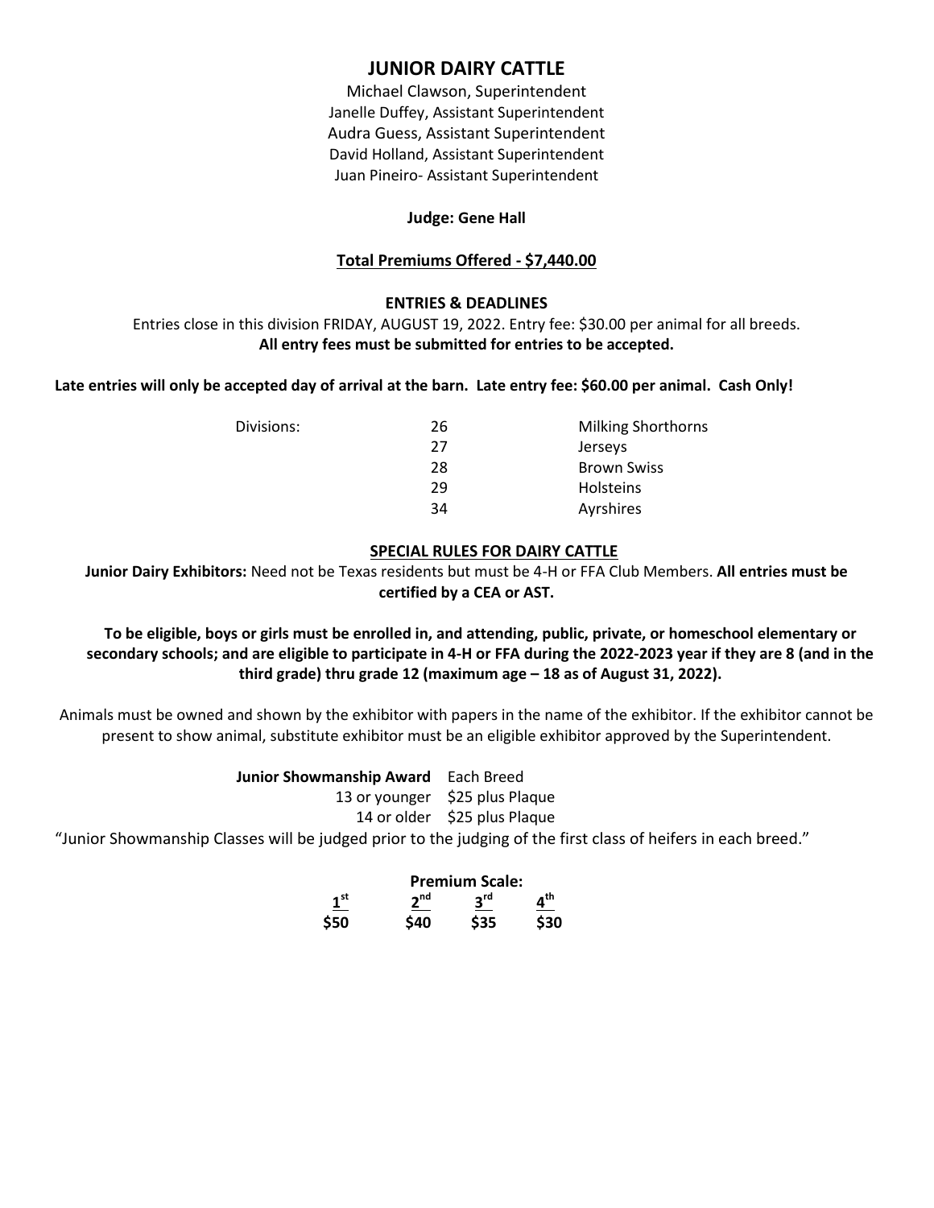# JUNIOR DAIRY CATTLE

Michael Clawson, Superintendent
Janelle Duffey, Assistant Superintendent
Audra Guess, Assistant Superintendent
David Holland, Assistant Superintendent
Juan Pineiro- Assistant Superintendent

**Judge: Gene Hall**

**Total Premiums Offered - $7,440.00**

**ENTRIES & DEADLINES**

Entries close in this division FRIDAY, AUGUST 19, 2022. Entry fee: $30.00 per animal for all breeds. **All entry fees must be submitted for entries to be accepted.**

**Late entries will only be accepted day of arrival at the barn. Late entry fee: $60.00 per animal. Cash Only!**

| Divisions: | 26 | Milking Shorthorns |
|---|---|---|
| | 27 | Jerseys |
| | 28 | Brown Swiss |
| | 29 | Holsteins |
| | 34 | Ayrshires |

**SPECIAL RULES FOR DAIRY CATTLE**

**Junior Dairy Exhibitors:** Need not be Texas residents but must be 4-H or FFA Club Members. **All entries must be certified by a CEA or AST.**

**To be eligible, boys or girls must be enrolled in, and attending, public, private, or homeschool elementary or secondary schools; and are eligible to participate in 4-H or FFA during the 2022-2023 year if they are 8 (and in the third grade) thru grade 12 (maximum age – 18 as of August 31, 2022).**

Animals must be owned and shown by the exhibitor with papers in the name of the exhibitor. If the exhibitor cannot be present to show animal, substitute exhibitor must be an eligible exhibitor approved by the Superintendent.

| **Junior Showmanship Award** | Each Breed |
|---|---|
| 13 or younger | $25 plus Plaque |
| 14 or older | $25 plus Plaque |

"Junior Showmanship Classes will be judged prior to the judging of the first class of heifers in each breed."

**Premium Scale:**

| 1st | 2nd | 3rd | 4th |
|---|---|---|---|
| **$50** | **$40** | **$35** | **$30** |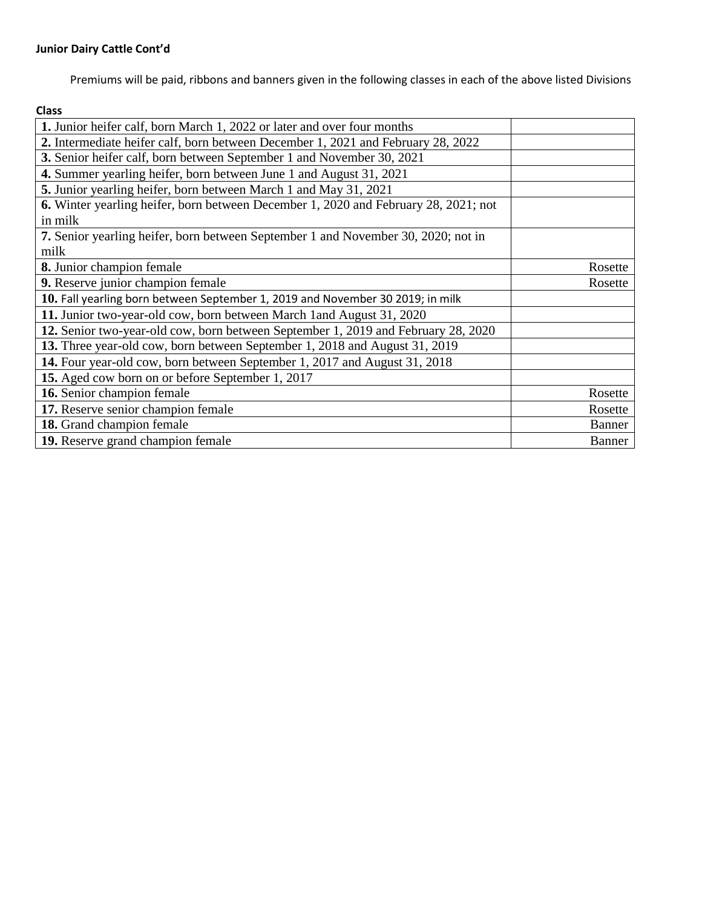**Junior Dairy Cattle Cont'd**

Premiums will be paid, ribbons and banners given in the following classes in each of the above listed Divisions

**Class**

| | |
|---|---|
| **1.** Junior heifer calf, born March 1, 2022 or later and over four months | |
| **2.** Intermediate heifer calf, born between December 1, 2021 and February 28, 2022 | |
| **3.** Senior heifer calf, born between September 1 and November 30, 2021 | |
| **4.** Summer yearling heifer, born between June 1 and August 31, 2021 | |
| **5.** Junior yearling heifer, born between March 1 and May 31, 2021 | |
| **6.** Winter yearling heifer, born between December 1, 2020 and February 28, 2021; not in milk | |
| **7.** Senior yearling heifer, born between September 1 and November 30, 2020; not in milk | |
| **8.** Junior champion female | Rosette |
| **9.** Reserve junior champion female | Rosette |
| **10.** Fall yearling born between September 1, 2019 and November 30 2019; in milk | |
| **11.** Junior two-year-old cow, born between March 1and August 31, 2020 | |
| **12.** Senior two-year-old cow, born between September 1, 2019 and February 28, 2020 | |
| **13.** Three year-old cow, born between September 1, 2018 and August 31, 2019 | |
| **14.** Four year-old cow, born between September 1, 2017 and August 31, 2018 | |
| **15.** Aged cow born on or before September 1, 2017 | |
| **16.** Senior champion female | Rosette |
| **17.** Reserve senior champion female | Rosette |
| **18.** Grand champion female | Banner |
| **19.** Reserve grand champion female | Banner |